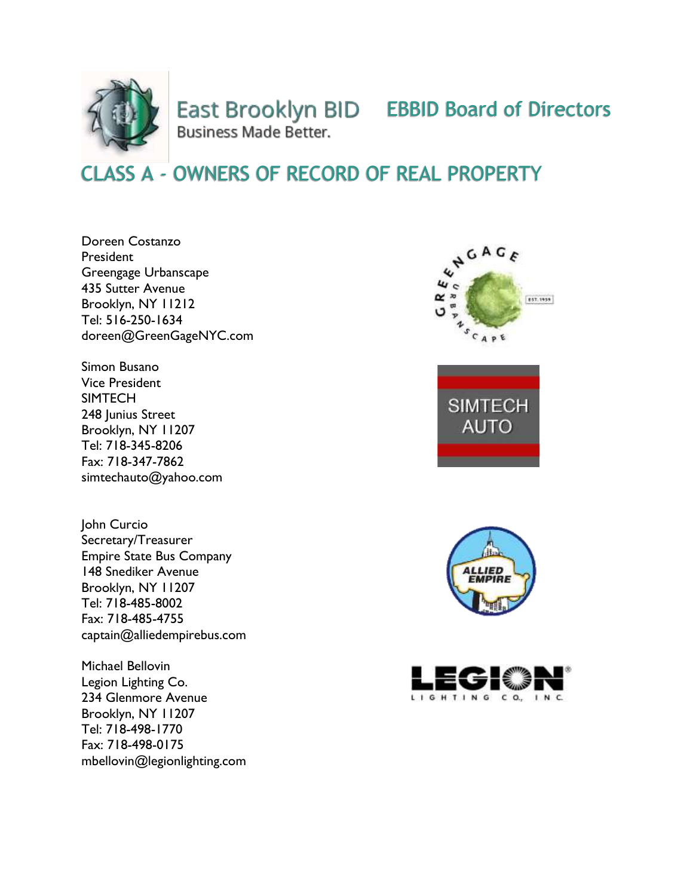East Brooklyn BID
Business Made Better.

# EBBID Board of Directors

## CLASS A - OWNERS OF RECORD OF REAL PROPERTY

Doreen Costanzo
President
Greengage Urbanscape
435 Sutter Avenue
Brooklyn, NY 11212
Tel: 516-250-1634
doreen@GreenGageNYC.com

Simon Busano
Vice President
SIMTECH
248 Junius Street
Brooklyn, NY 11207
Tel: 718-345-8206
Fax: 718-347-7862
simtechauto@yahoo.com

John Curcio
Secretary/Treasurer
Empire State Bus Company
148 Snediker Avenue
Brooklyn, NY 11207
Tel: 718-485-8002
Fax: 718-485-4755
captain@alliedempirebus.com

Michael Bellovin
Legion Lighting Co.
234 Glenmore Avenue
Brooklyn, NY 11207
Tel: 718-498-1770
Fax: 718-498-0175
mbellovin@legionlighting.com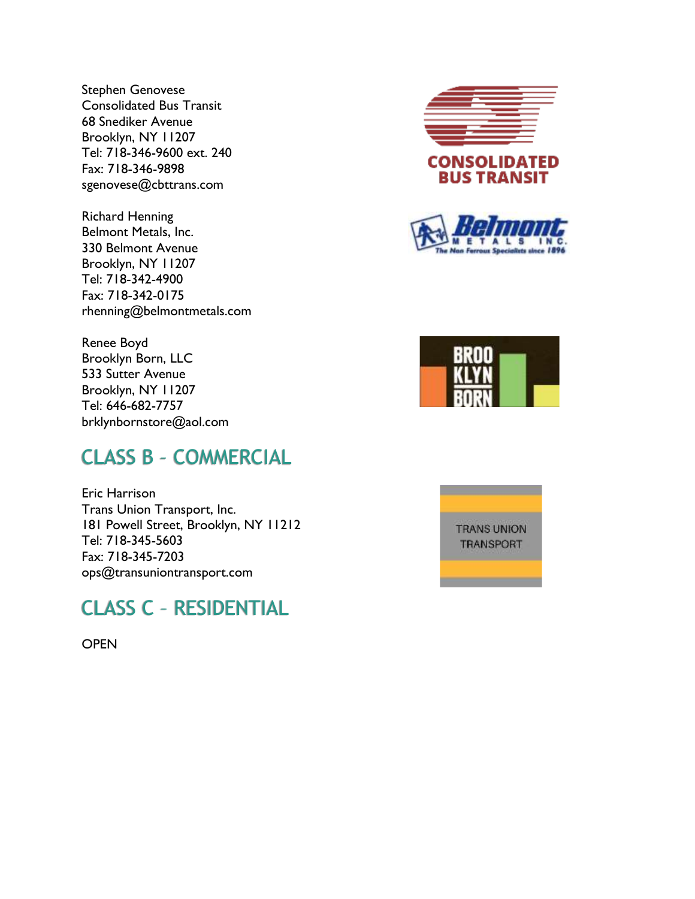Stephen Genovese
Consolidated Bus Transit
68 Snediker Avenue
Brooklyn, NY 11207
Tel: 718-346-9600 ext. 240
Fax: 718-346-9898
sgenovese@cbttrans.com

Richard Henning
Belmont Metals, Inc.
330 Belmont Avenue
Brooklyn, NY 11207
Tel: 718-342-4900
Fax: 718-342-0175
rhenning@belmontmetals.com

Renee Boyd
Brooklyn Born, LLC
533 Sutter Avenue
Brooklyn, NY 11207
Tel: 646-682-7757
brklynbornstore@aol.com

## CLASS B – COMMERCIAL

Eric Harrison
Trans Union Transport, Inc.
181 Powell Street, Brooklyn, NY 11212
Tel: 718-345-5603
Fax: 718-345-7203
ops@transuniontransport.com

## CLASS C – RESIDENTIAL

OPEN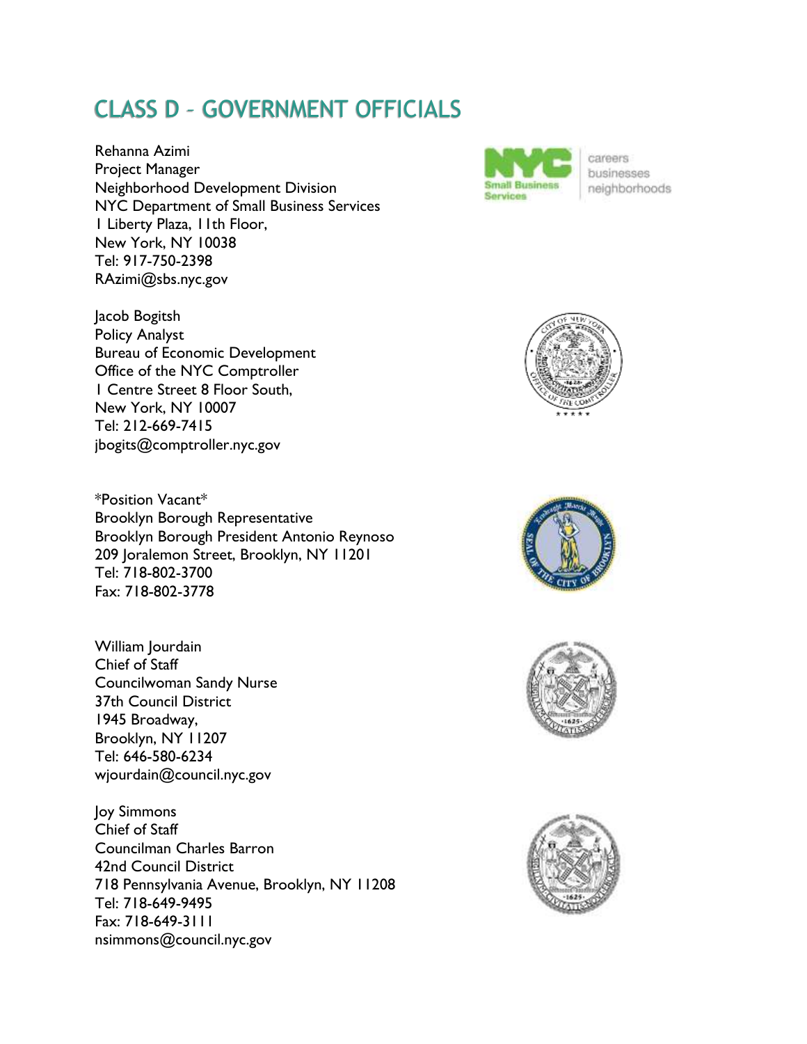## CLASS D – GOVERNMENT OFFICIALS

Rehanna Azimi
Project Manager
Neighborhood Development Division
NYC Department of Small Business Services
1 Liberty Plaza, 11th Floor,
New York, NY 10038
Tel: 917-750-2398
RAzimi@sbs.nyc.gov

Jacob Bogitsh
Policy Analyst
Bureau of Economic Development
Office of the NYC Comptroller
1 Centre Street 8 Floor South,
New York, NY 10007
Tel: 212-669-7415
jbogits@comptroller.nyc.gov

*Position Vacant*
Brooklyn Borough Representative
Brooklyn Borough President Antonio Reynoso
209 Joralemon Street, Brooklyn, NY 11201
Tel: 718-802-3700
Fax: 718-802-3778

William Jourdain
Chief of Staff
Councilwoman Sandy Nurse
37th Council District
1945 Broadway,
Brooklyn, NY 11207
Tel: 646-580-6234
wjourdain@council.nyc.gov

Joy Simmons
Chief of Staff
Councilman Charles Barron
42nd Council District
718 Pennsylvania Avenue, Brooklyn, NY 11208
Tel: 718-649-9495
Fax: 718-649-3111
nsimmons@council.nyc.gov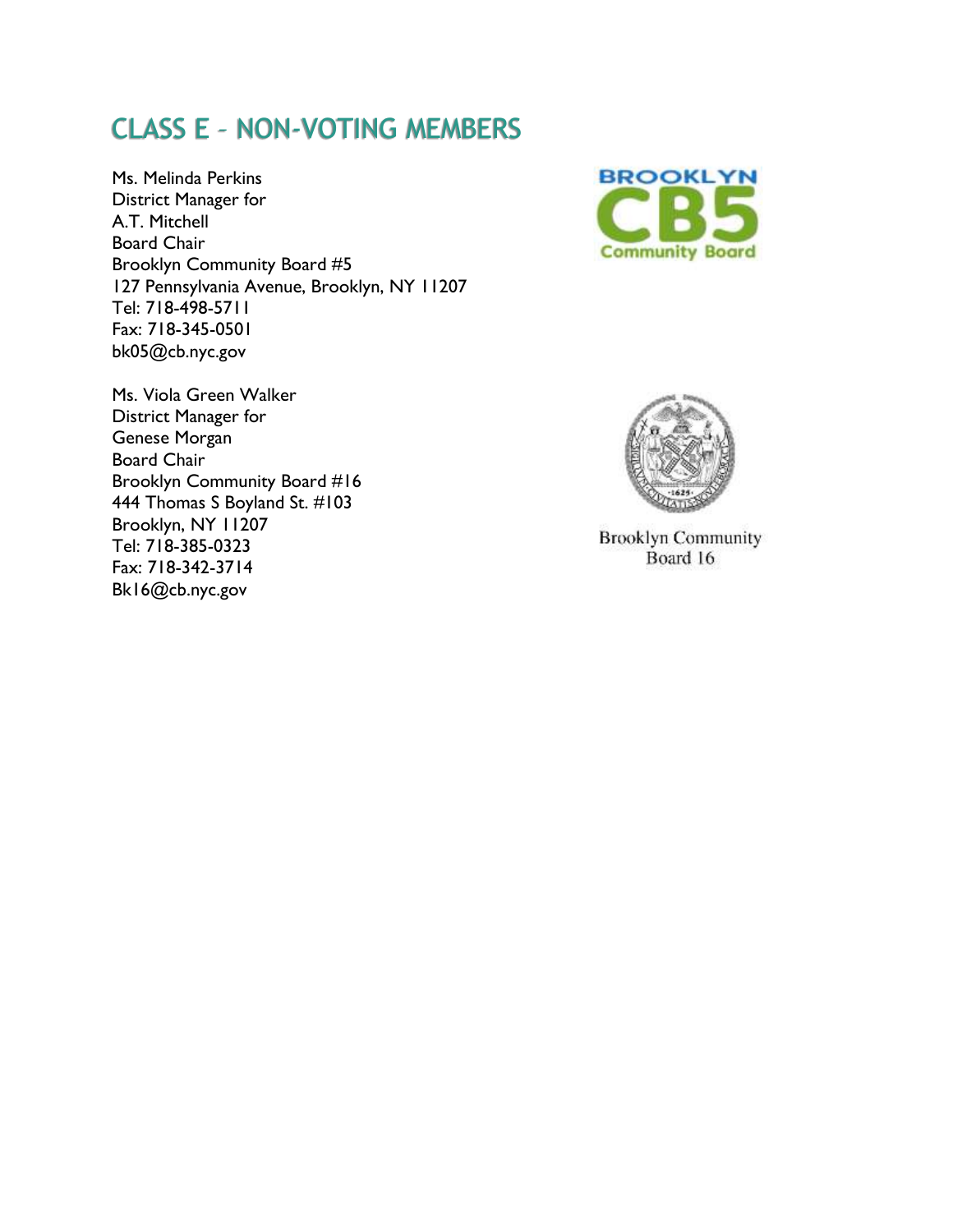## CLASS E – NON-VOTING MEMBERS

Ms. Melinda Perkins
District Manager for
A.T. Mitchell
Board Chair
Brooklyn Community Board #5
127 Pennsylvania Avenue, Brooklyn, NY 11207
Tel: 718-498-5711
Fax: 718-345-0501
bk05@cb.nyc.gov

Ms. Viola Green Walker
District Manager for
Genese Morgan
Board Chair
Brooklyn Community Board #16
444 Thomas S Boyland St. #103
Brooklyn, NY 11207
Tel: 718-385-0323
Fax: 718-342-3714
Bk16@cb.nyc.gov

Brooklyn Community
Board 16